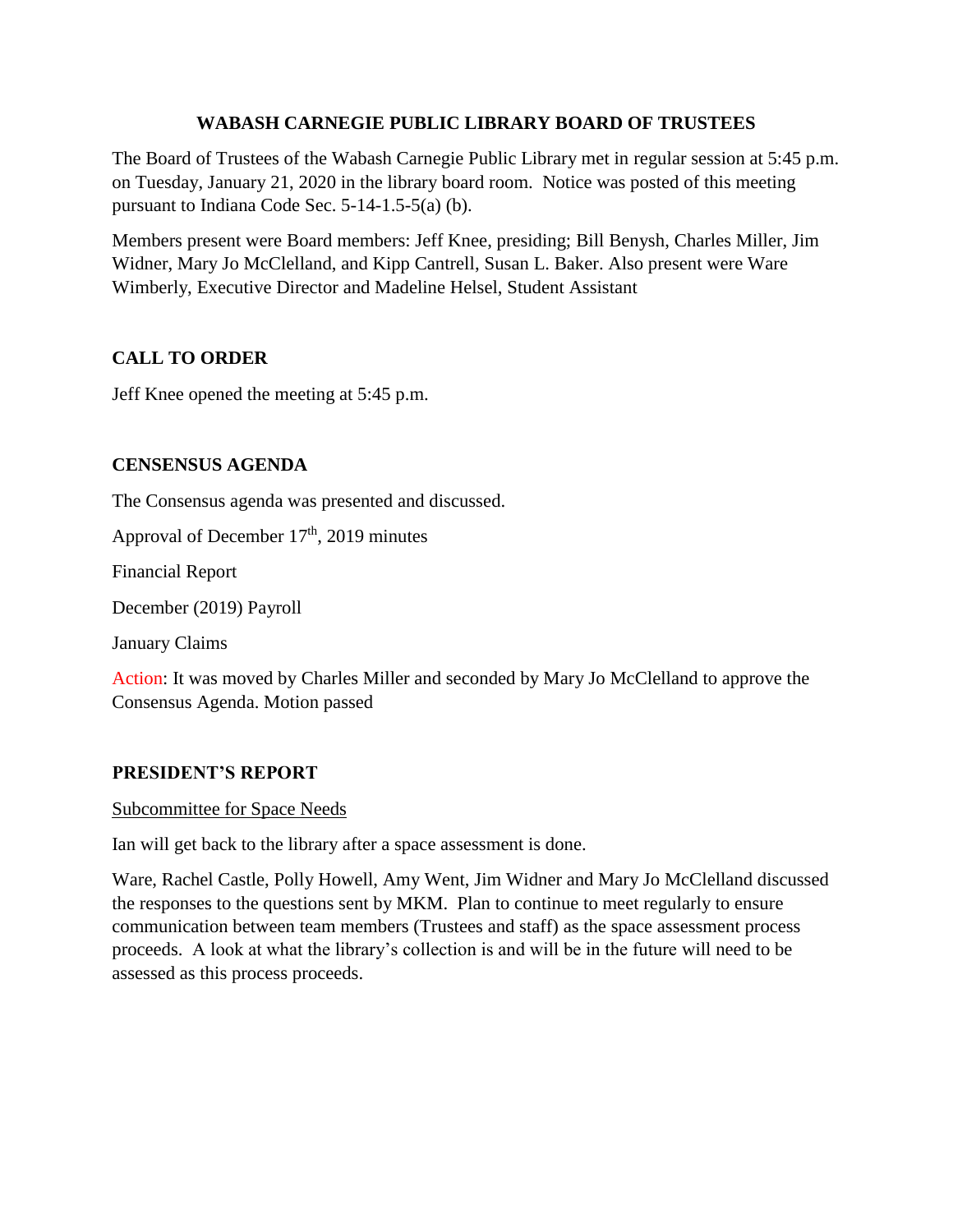# WABASH CARNEGIE PUBLIC LIBRARY BOARD OF TRUSTEES

The Board of Trustees of the Wabash Carnegie Public Library met in regular session at 5:45 p.m. on Tuesday, January 21, 2020 in the library board room. Notice was posted of this meeting pursuant to Indiana Code Sec. 5-14-1.5-5(a) (b).

Members present were Board members: Jeff Knee, presiding; Bill Benysh, Charles Miller, Jim Widner, Mary Jo McClelland, and Kipp Cantrell, Susan L. Baker. Also present were Ware Wimberly, Executive Director and Madeline Helsel, Student Assistant

## CALL TO ORDER

Jeff Knee opened the meeting at 5:45 p.m.

## CENSENSUS AGENDA

The Consensus agenda was presented and discussed.

Approval of December 17th, 2019 minutes

Financial Report

December (2019) Payroll

January Claims

Action: It was moved by Charles Miller and seconded by Mary Jo McClelland to approve the Consensus Agenda. Motion passed

## PRESIDENT'S REPORT

Subcommittee for Space Needs

Ian will get back to the library after a space assessment is done.

Ware, Rachel Castle, Polly Howell, Amy Went, Jim Widner and Mary Jo McClelland discussed the responses to the questions sent by MKM. Plan to continue to meet regularly to ensure communication between team members (Trustees and staff) as the space assessment process proceeds. A look at what the library's collection is and will be in the future will need to be assessed as this process proceeds.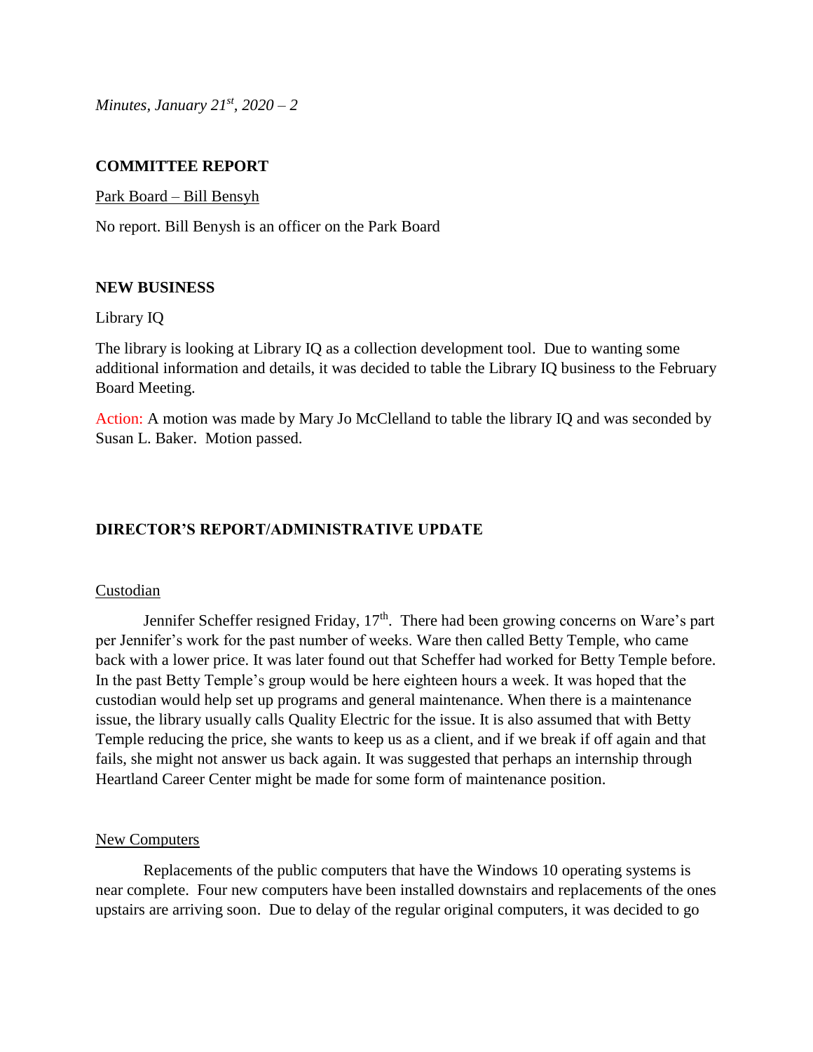## COMMITTEE REPORT

Park Board – Bill Bensyh

No report. Bill Benysh is an officer on the Park Board

## NEW BUSINESS

Library IQ

The library is looking at Library IQ as a collection development tool. Due to wanting some additional information and details, it was decided to table the Library IQ business to the February Board Meeting.

Action: A motion was made by Mary Jo McClelland to table the library IQ and was seconded by Susan L. Baker. Motion passed.

## DIRECTOR'S REPORT/ADMINISTRATIVE UPDATE

Custodian

Jennifer Scheffer resigned Friday, 17th. There had been growing concerns on Ware's part per Jennifer's work for the past number of weeks. Ware then called Betty Temple, who came back with a lower price. It was later found out that Scheffer had worked for Betty Temple before. In the past Betty Temple's group would be here eighteen hours a week. It was hoped that the custodian would help set up programs and general maintenance. When there is a maintenance issue, the library usually calls Quality Electric for the issue. It is also assumed that with Betty Temple reducing the price, she wants to keep us as a client, and if we break if off again and that fails, she might not answer us back again. It was suggested that perhaps an internship through Heartland Career Center might be made for some form of maintenance position.

New Computers

Replacements of the public computers that have the Windows 10 operating systems is near complete. Four new computers have been installed downstairs and replacements of the ones upstairs are arriving soon. Due to delay of the regular original computers, it was decided to go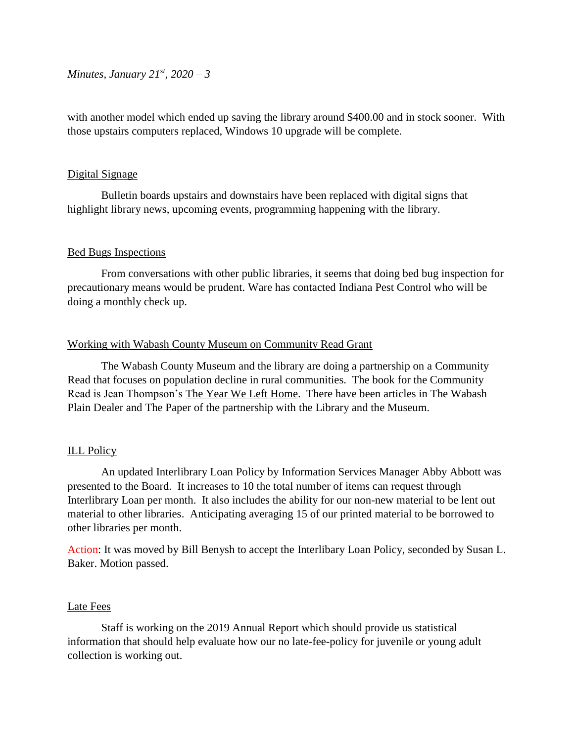with another model which ended up saving the library around $400.00 and in stock sooner. With those upstairs computers replaced, Windows 10 upgrade will be complete.

<u>Digital Signage</u>

Bulletin boards upstairs and downstairs have been replaced with digital signs that highlight library news, upcoming events, programming happening with the library.

<u>Bed Bugs Inspections</u>

From conversations with other public libraries, it seems that doing bed bug inspection for precautionary means would be prudent. Ware has contacted Indiana Pest Control who will be doing a monthly check up.

<u>Working with Wabash County Museum on Community Read Grant</u>

The Wabash County Museum and the library are doing a partnership on a Community Read that focuses on population decline in rural communities. The book for the Community Read is Jean Thompson's <u>The Year We Left Home</u>. There have been articles in The Wabash Plain Dealer and The Paper of the partnership with the Library and the Museum.

<u>ILL Policy</u>

An updated Interlibrary Loan Policy by Information Services Manager Abby Abbott was presented to the Board. It increases to 10 the total number of items can request through Interlibrary Loan per month. It also includes the ability for our non-new material to be lent out material to other libraries. Anticipating averaging 15 of our printed material to be borrowed to other libraries per month.

Action: It was moved by Bill Benysh to accept the Interlibary Loan Policy, seconded by Susan L. Baker. Motion passed.

<u>Late Fees</u>

Staff is working on the 2019 Annual Report which should provide us statistical information that should help evaluate how our no late-fee-policy for juvenile or young adult collection is working out.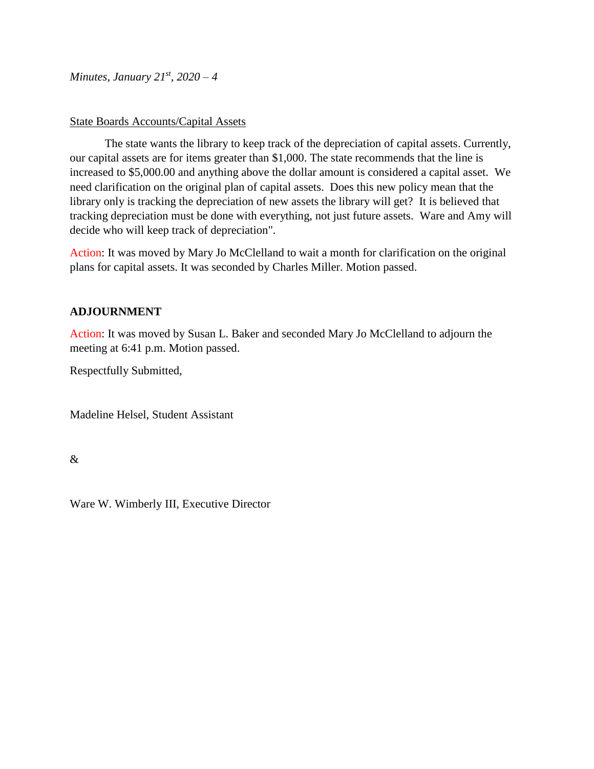State Boards Accounts/Capital Assets

The state wants the library to keep track of the depreciation of capital assets. Currently, our capital assets are for items greater than $1,000. The state recommends that the line is increased to $5,000.00 and anything above the dollar amount is considered a capital asset. We need clarification on the original plan of capital assets. Does this new policy mean that the library only is tracking the depreciation of new assets the library will get? It is believed that tracking depreciation must be done with everything, not just future assets. Ware and Amy will decide who will keep track of depreciation".

Action: It was moved by Mary Jo McClelland to wait a month for clarification on the original plans for capital assets. It was seconded by Charles Miller. Motion passed.

**ADJOURNMENT**

Action: It was moved by Susan L. Baker and seconded Mary Jo McClelland to adjourn the meeting at 6:41 p.m. Motion passed.

Respectfully Submitted,

Madeline Helsel, Student Assistant

&

Ware W. Wimberly III, Executive Director